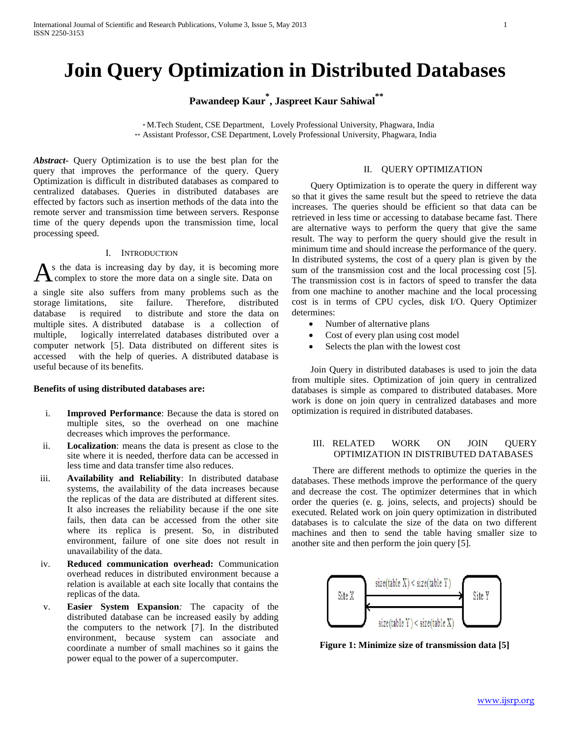# Join Query Optimization in Distributed Databases

**Pawandeep Kaur[*], Jaspreet Kaur Sahiwal[**]**

[*] M.Tech Student, CSE Department, Lovely Professional University, Phagwara, India
[**] Assistant Professor, CSE Department, Lovely Professional University, Phagwara, India

***Abstract-*** Query Optimization is to use the best plan for the query that improves the performance of the query. Query Optimization is difficult in distributed databases as compared to centralized databases. Queries in distributed databases are effected by factors such as insertion methods of the data into the remote server and transmission time between servers. Response time of the query depends upon the transmission time, local processing speed.

## I. Introduction

As the data is increasing day by day, it is becoming more complex to store the more data on a single site. Data on a single site also suffers from many problems such as the storage limitations, site failure. Therefore, distributed database is required to distribute and store the data on multiple sites. A distributed database is a collection of multiple, logically interrelated databases distributed over a computer network [5]. Data distributed on different sites is accessed with the help of queries. A distributed database is useful because of its benefits.

**Benefits of using distributed databases are:**

i. **Improved Performance**: Because the data is stored on multiple sites, so the overhead on one machine decreases which improves the performance.

ii. **Localization**: means the data is present as close to the site where it is needed, therfore data can be accessed in less time and data transfer time also reduces.

iii. **Availability and Reliability**: In distributed database systems, the availability of the data increases because the replicas of the data are distributed at different sites. It also increases the reliability because if the one site fails, then data can be accessed from the other site where its replica is present. So, in distributed environment, failure of one site does not result in unavailability of the data.

iv. **Reduced communication overhead:** Communication overhead reduces in distributed environment because a relation is available at each site locally that contains the replicas of the data.

v. **Easier System Expansion***:* The capacity of the distributed database can be increased easily by adding the computers to the network [7]. In the distributed environment, because system can associate and coordinate a number of small machines so it gains the power equal to the power of a supercomputer.

## II. Query Optimization

Query Optimization is to operate the query in different way so that it gives the same result but the speed to retrieve the data increases. The queries should be efficient so that data can be retrieved in less time or accessing to database became fast. There are alternative ways to perform the query that give the same result. The way to perform the query should give the result in minimum time and should increase the performance of the query. In distributed systems, the cost of a query plan is given by the sum of the transmission cost and the local processing cost [5]. The transmission cost is in factors of speed to transfer the data from one machine to another machine and the local processing cost is in terms of CPU cycles, disk I/O. Query Optimizer determines:

- Number of alternative plans
- Cost of every plan using cost model
- Selects the plan with the lowest cost

Join Query in distributed databases is used to join the data from multiple sites. Optimization of join query in centralized databases is simple as compared to distributed databases. More work is done on join query in centralized databases and more optimization is required in distributed databases.

## III. Related Work on Join Query Optimization in Distributed Databases

There are different methods to optimize the queries in the databases. These methods improve the performance of the query and decrease the cost. The optimizer determines that in which order the queries (e. g. joins, selects, and projects) should be executed. Related work on join query optimization in distributed databases is to calculate the size of the data on two different machines and then to send the table having smaller size to another site and then perform the join query [5].

Site X → Site Y: size(table X) < size(table Y)
Site Y → Site X: size(table Y) < size(table X)

**Figure 1: Minimize size of transmission data [5]**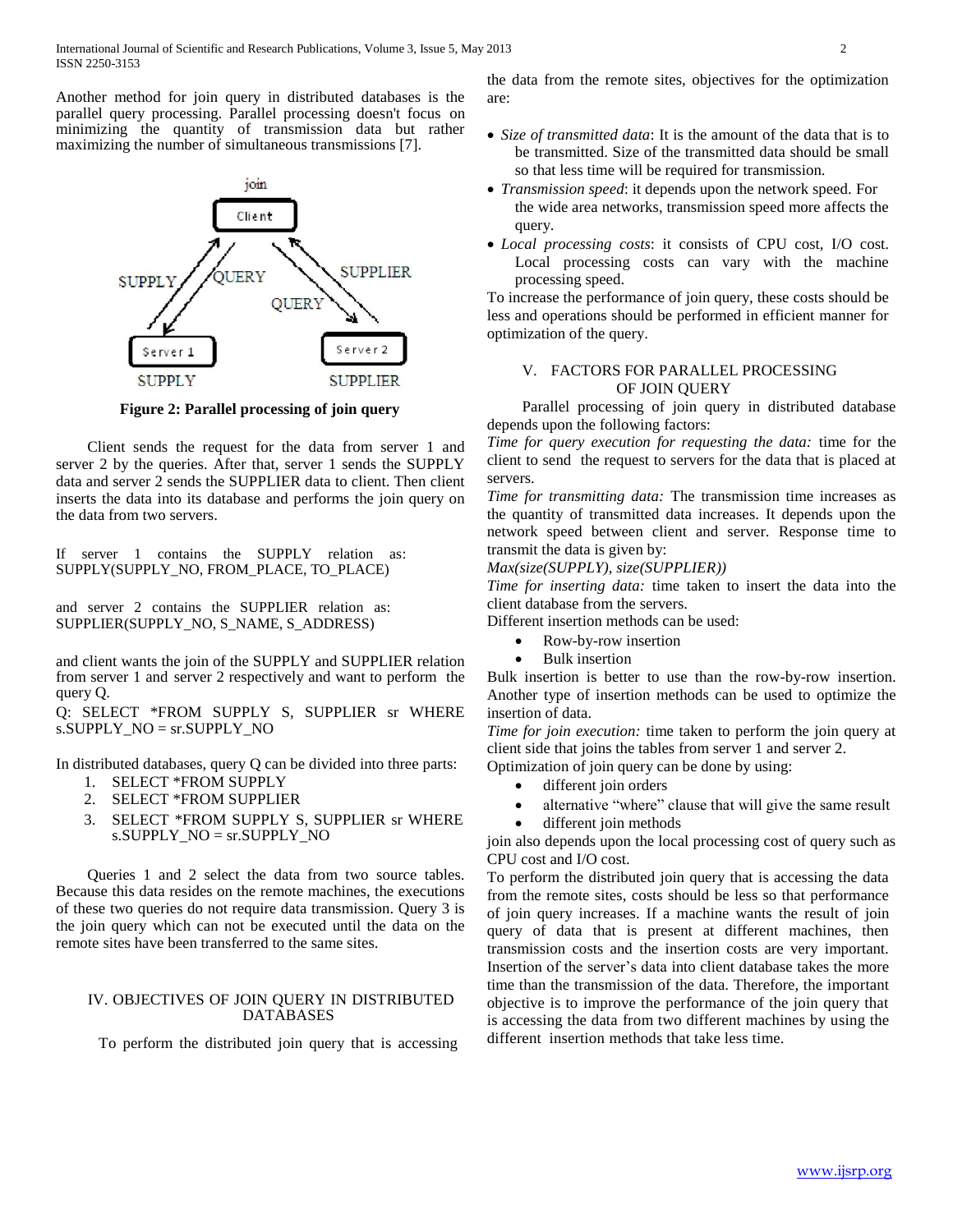Another method for join query in distributed databases is the parallel query processing. Parallel processing doesn't focus on minimizing the quantity of transmission data but rather maximizing the number of simultaneous transmissions [7].

**Figure 2: Parallel processing of join query**

Client sends the request for the data from server 1 and server 2 by the queries. After that, server 1 sends the SUPPLY data and server 2 sends the SUPPLIER data to client. Then client inserts the data into its database and performs the join query on the data from two servers.

If server 1 contains the SUPPLY relation as: SUPPLY(SUPPLY_NO, FROM_PLACE, TO_PLACE)

and server 2 contains the SUPPLIER relation as: SUPPLIER(SUPPLY_NO, S_NAME, S_ADDRESS)

and client wants the join of the SUPPLY and SUPPLIER relation from server 1 and server 2 respectively and want to perform the query Q.

Q: SELECT *FROM SUPPLY S, SUPPLIER sr WHERE s.SUPPLY_NO = sr.SUPPLY_NO

In distributed databases, query Q can be divided into three parts:

1. SELECT *FROM SUPPLY
2. SELECT *FROM SUPPLIER
3. SELECT *FROM SUPPLY S, SUPPLIER sr WHERE s.SUPPLY_NO = sr.SUPPLY_NO

Queries 1 and 2 select the data from two source tables. Because this data resides on the remote machines, the executions of these two queries do not require data transmission. Query 3 is the join query which can not be executed until the data on the remote sites have been transferred to the same sites.

## IV. OBJECTIVES OF JOIN QUERY IN DISTRIBUTED DATABASES

To perform the distributed join query that is accessing the data from the remote sites, objectives for the optimization are:

- *Size of transmitted data*: It is the amount of the data that is to be transmitted. Size of the transmitted data should be small so that less time will be required for transmission.
- *Transmission speed*: it depends upon the network speed. For the wide area networks, transmission speed more affects the query.
- *Local processing costs*: it consists of CPU cost, I/O cost. Local processing costs can vary with the machine processing speed.

To increase the performance of join query, these costs should be less and operations should be performed in efficient manner for optimization of the query.

## V. FACTORS FOR PARALLEL PROCESSING OF JOIN QUERY

Parallel processing of join query in distributed database depends upon the following factors:

*Time for query execution for requesting the data:* time for the client to send the request to servers for the data that is placed at servers.

*Time for transmitting data:* The transmission time increases as the quantity of transmitted data increases. It depends upon the network speed between client and server. Response time to transmit the data is given by:

*Max(size(SUPPLY), size(SUPPLIER))*

*Time for inserting data:* time taken to insert the data into the client database from the servers.

Different insertion methods can be used:

- Row-by-row insertion
- Bulk insertion

Bulk insertion is better to use than the row-by-row insertion. Another type of insertion methods can be used to optimize the insertion of data.

*Time for join execution:* time taken to perform the join query at client side that joins the tables from server 1 and server 2.

Optimization of join query can be done by using:

- different join orders
- alternative "where" clause that will give the same result
- different join methods

join also depends upon the local processing cost of query such as CPU cost and I/O cost.

To perform the distributed join query that is accessing the data from the remote sites, costs should be less so that performance of join query increases. If a machine wants the result of join query of data that is present at different machines, then transmission costs and the insertion costs are very important. Insertion of the server's data into client database takes the more time than the transmission of the data. Therefore, the important objective is to improve the performance of the join query that is accessing the data from two different machines by using the different insertion methods that take less time.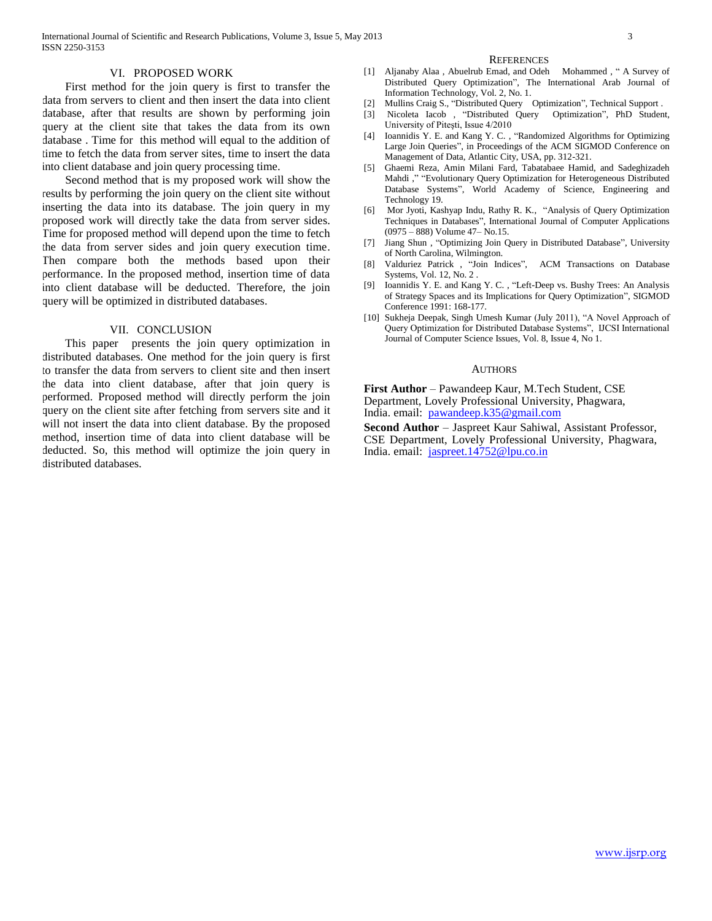## VI. PROPOSED WORK

First method for the join query is first to transfer the data from servers to client and then insert the data into client database, after that results are shown by performing join query at the client site that takes the data from its own database . Time for this method will equal to the addition of time to fetch the data from server sites, time to insert the data into client database and join query processing time.

Second method that is my proposed work will show the results by performing the join query on the client site without inserting the data into its database. The join query in my proposed work will directly take the data from server sides. Time for proposed method will depend upon the time to fetch the data from server sides and join query execution time. Then compare both the methods based upon their performance. In the proposed method, insertion time of data into client database will be deducted. Therefore, the join query will be optimized in distributed databases.

## VII. CONCLUSION

This paper presents the join query optimization in distributed databases. One method for the join query is first to transfer the data from servers to client site and then insert the data into client database, after that join query is performed. Proposed method will directly perform the join query on the client site after fetching from servers site and it will not insert the data into client database. By the proposed method, insertion time of data into client database will be deducted. So, this method will optimize the join query in distributed databases.

## REFERENCES

[1] Aljanaby Alaa , Abuelrub Emad, and Odeh Mohammed , " A Survey of Distributed Query Optimization", The International Arab Journal of Information Technology, Vol. 2, No. 1.

[2] Mullins Craig S., "Distributed Query Optimization", Technical Support .

[3] Nicoleta Iacob , "Distributed Query Optimization", PhD Student, University of Pitești, Issue 4/2010

[4] Ioannidis Y. E. and Kang Y. C. , "Randomized Algorithms for Optimizing Large Join Queries", in Proceedings of the ACM SIGMOD Conference on Management of Data, Atlantic City, USA, pp. 312-321.

[5] Ghaemi Reza, Amin Milani Fard, Tabatabaee Hamid, and Sadeghizadeh Mahdi ," "Evolutionary Query Optimization for Heterogeneous Distributed Database Systems", World Academy of Science, Engineering and Technology 19.

[6] Mor Jyoti, Kashyap Indu, Rathy R. K., "Analysis of Query Optimization Techniques in Databases", International Journal of Computer Applications (0975 – 888) Volume 47– No.15.

[7] Jiang Shun , "Optimizing Join Query in Distributed Database", University of North Carolina, Wilmington.

[8] Valduriez Patrick , "Join Indices", ACM Transactions on Database Systems, Vol. 12, No. 2 .

[9] Ioannidis Y. E. and Kang Y. C. , "Left-Deep vs. Bushy Trees: An Analysis of Strategy Spaces and its Implications for Query Optimization", SIGMOD Conference 1991: 168-177.

[10] Sukheja Deepak, Singh Umesh Kumar (July 2011), "A Novel Approach of Query Optimization for Distributed Database Systems", IJCSI International Journal of Computer Science Issues, Vol. 8, Issue 4, No 1.

## AUTHORS

**First Author** – Pawandeep Kaur, M.Tech Student, CSE Department, Lovely Professional University, Phagwara, India. email: pawandeep.k35@gmail.com

**Second Author** – Jaspreet Kaur Sahiwal, Assistant Professor, CSE Department, Lovely Professional University, Phagwara, India. email: jaspreet.14752@lpu.co.in